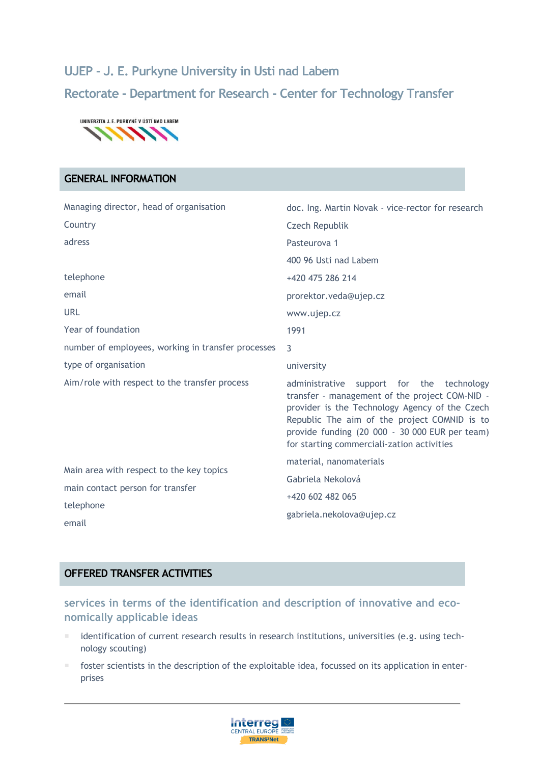# UJEP - J. E. Purkyne University in Usti nad Labem

## Rectorate - Department for Research - Center for Technology Transfer

UNIVERZITA J. E. PURKYNĚ V ÚSTÍ NAD LABEM

## GENERAL INFORMATION

| | |
|---|---|
| Managing director, head of organisation | doc. Ing. Martin Novak - vice-rector for research |
| Country | Czech Republik |
| adress | Pasteurova 1 |
| | 400 96 Usti nad Labem |
| telephone | +420 475 286 214 |
| email | prorektor.veda@ujep.cz |
| URL | www.ujep.cz |
| Year of foundation | 1991 |
| number of employees, working in transfer processes | 3 |
| type of organisation | university |
| Aim/role with respect to the transfer process | administrative support for the technology transfer - management of the project COM-NID - provider is the Technology Agency of the Czech Republic The aim of the project COMNID is to provide funding (20 000 - 30 000 EUR per team) for starting commerciali-zation activities |
| Main area with respect to the key topics | material, nanomaterials |
| main contact person for transfer | Gabriela Nekolová |
| telephone | +420 602 482 065 |
| email | gabriela.nekolova@ujep.cz |

## OFFERED TRANSFER ACTIVITIES

### services in terms of the identification and description of innovative and economically applicable ideas

- identification of current research results in research institutions, universities (e.g. using technology scouting)
- foster scientists in the description of the exploitable idea, focussed on its application in enterprises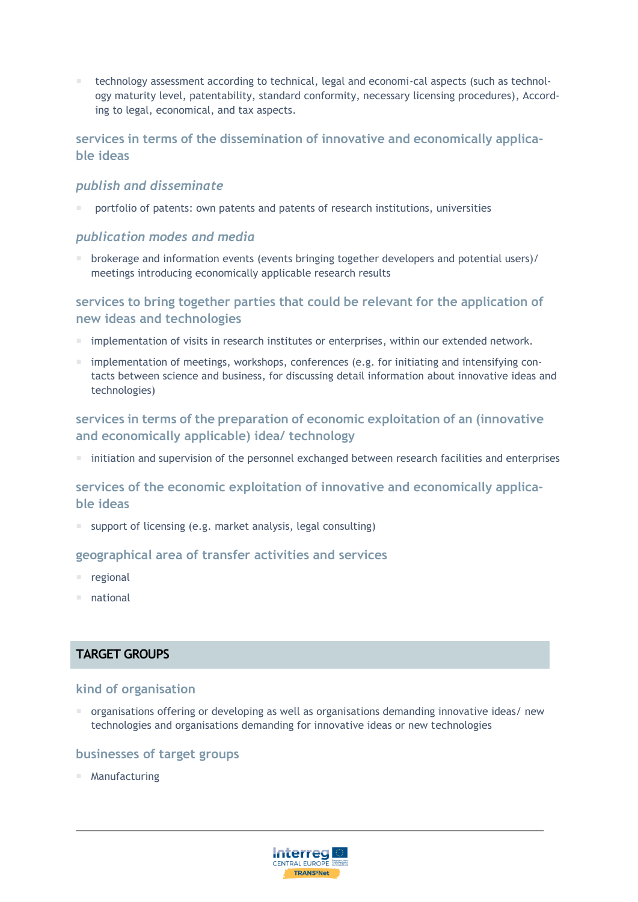- technology assessment according to technical, legal and economi-cal aspects (such as technology maturity level, patentability, standard conformity, necessary licensing procedures), According to legal, economical, and tax aspects.

### services in terms of the dissemination of innovative and economically applicable ideas

#### *publish and disseminate*

- portfolio of patents: own patents and patents of research institutions, universities

#### *publication modes and media*

- brokerage and information events (events bringing together developers and potential users)/ meetings introducing economically applicable research results

### services to bring together parties that could be relevant for the application of new ideas and technologies

- implementation of visits in research institutes or enterprises, within our extended network.
- implementation of meetings, workshops, conferences (e.g. for initiating and intensifying contacts between science and business, for discussing detail information about innovative ideas and technologies)

### services in terms of the preparation of economic exploitation of an (innovative and economically applicable) idea/ technology

- initiation and supervision of the personnel exchanged between research facilities and enterprises

### services of the economic exploitation of innovative and economically applicable ideas

- support of licensing (e.g. market analysis, legal consulting)

### geographical area of transfer activities and services

- regional
- national

## TARGET GROUPS

### kind of organisation

- organisations offering or developing as well as organisations demanding innovative ideas/ new technologies and organisations demanding for innovative ideas or new technologies

### businesses of target groups

- Manufacturing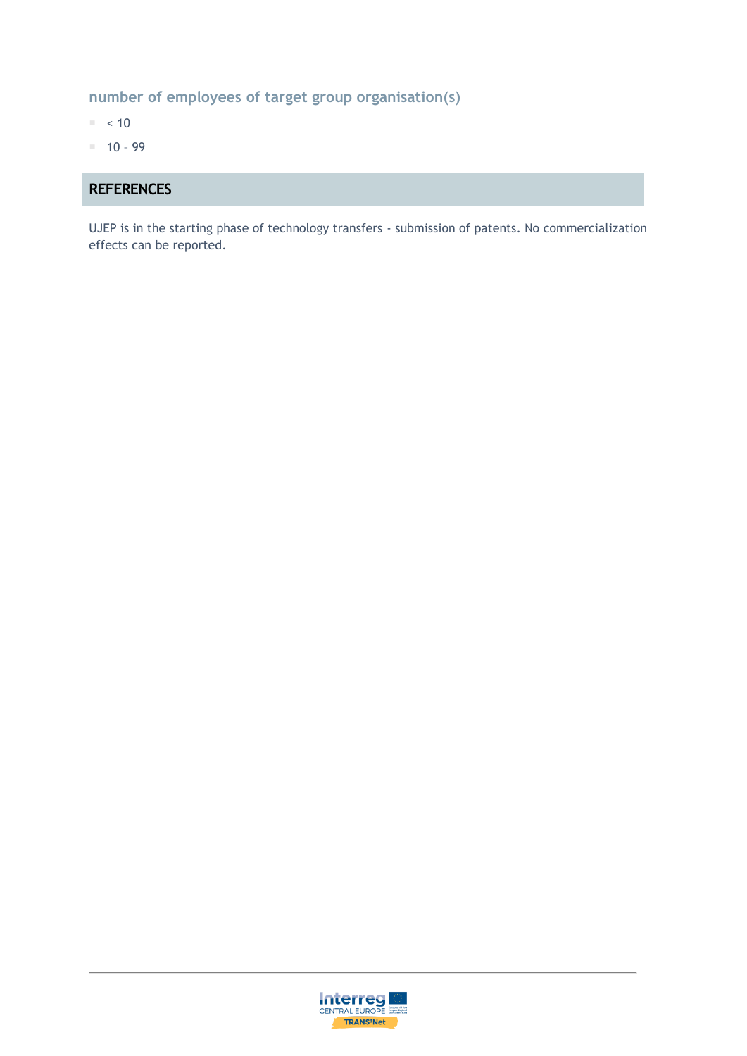### number of employees of target group organisation(s)

- < 10
- 10 – 99

## REFERENCES

UJEP is in the starting phase of technology transfers - submission of patents. No commercialization effects can be reported.